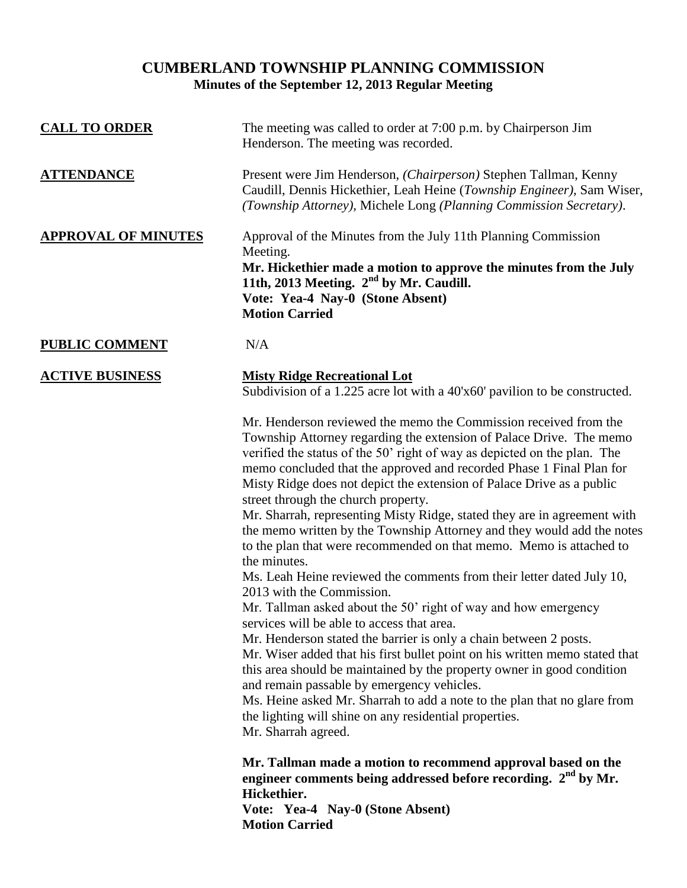# CUMBERLAND TOWNSHIP PLANNING COMMISSION

**Minutes of the September 12, 2013 Regular Meeting**

**CALL TO ORDER**

The meeting was called to order at 7:00 p.m. by Chairperson Jim Henderson. The meeting was recorded.

**ATTENDANCE**

Present were Jim Henderson, *(Chairperson)* Stephen Tallman, Kenny Caudill, Dennis Hickethier, Leah Heine (*Township Engineer),* Sam Wiser, *(Township Attorney),* Michele Long *(Planning Commission Secretary)*.

**APPROVAL OF MINUTES**

Approval of the Minutes from the July 11th Planning Commission Meeting.

**Mr. Hickethier made a motion to approve the minutes from the July 11th, 2013 Meeting. 2nd by Mr. Caudill.**
**Vote: Yea-4 Nay-0 (Stone Absent)**
**Motion Carried**

**PUBLIC COMMENT**

N/A

**ACTIVE BUSINESS**

**Misty Ridge Recreational Lot**

Subdivision of a 1.225 acre lot with a 40'x60' pavilion to be constructed.

Mr. Henderson reviewed the memo the Commission received from the Township Attorney regarding the extension of Palace Drive. The memo verified the status of the 50' right of way as depicted on the plan. The memo concluded that the approved and recorded Phase 1 Final Plan for Misty Ridge does not depict the extension of Palace Drive as a public street through the church property.

Mr. Sharrah, representing Misty Ridge, stated they are in agreement with the memo written by the Township Attorney and they would add the notes to the plan that were recommended on that memo. Memo is attached to the minutes.

Ms. Leah Heine reviewed the comments from their letter dated July 10, 2013 with the Commission.

Mr. Tallman asked about the 50' right of way and how emergency services will be able to access that area.

Mr. Henderson stated the barrier is only a chain between 2 posts.

Mr. Wiser added that his first bullet point on his written memo stated that this area should be maintained by the property owner in good condition and remain passable by emergency vehicles.

Ms. Heine asked Mr. Sharrah to add a note to the plan that no glare from the lighting will shine on any residential properties.

Mr. Sharrah agreed.

**Mr. Tallman made a motion to recommend approval based on the engineer comments being addressed before recording. 2nd by Mr. Hickethier.**
**Vote: Yea-4 Nay-0 (Stone Absent)**
**Motion Carried**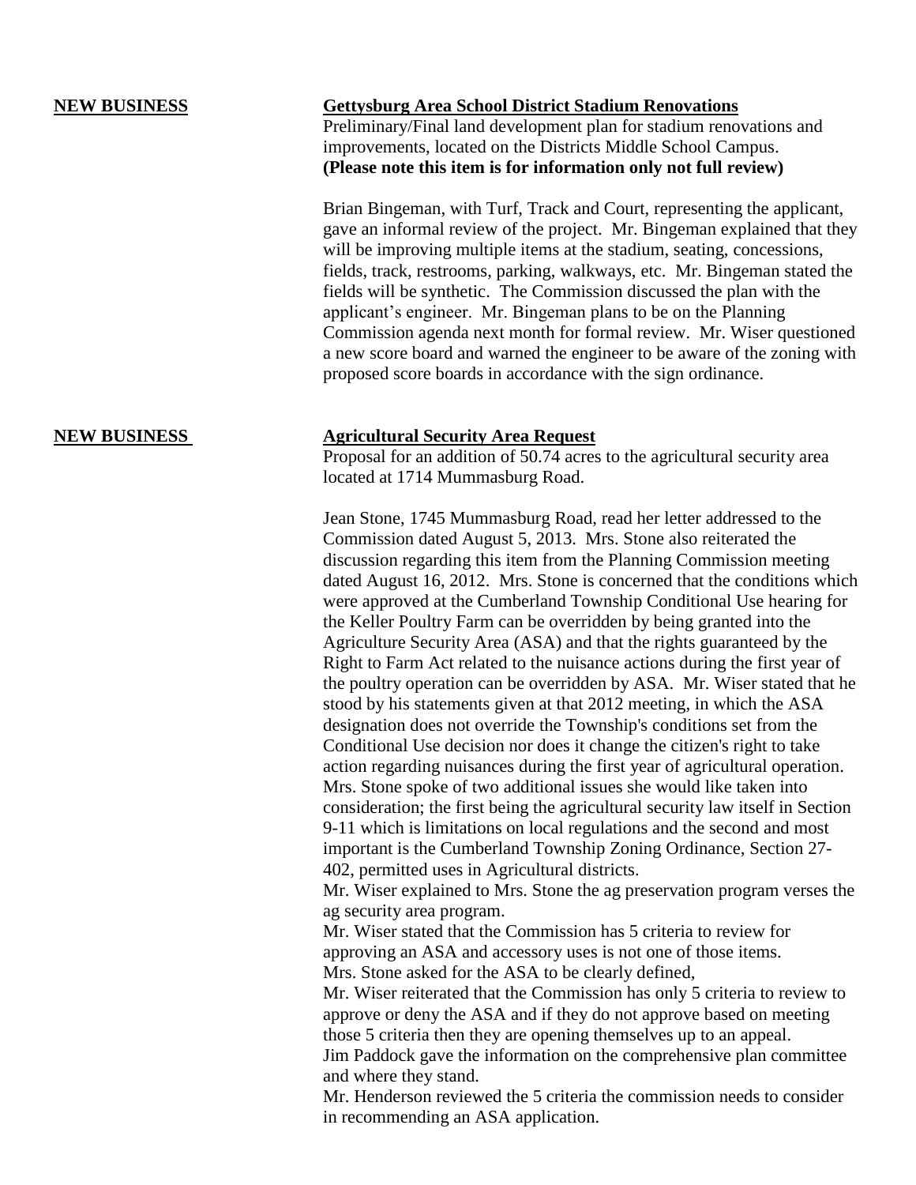**NEW BUSINESS**

**Gettysburg Area School District Stadium Renovations**

Preliminary/Final land development plan for stadium renovations and improvements, located on the Districts Middle School Campus.
**(Please note this item is for information only not full review)**

Brian Bingeman, with Turf, Track and Court, representing the applicant, gave an informal review of the project. Mr. Bingeman explained that they will be improving multiple items at the stadium, seating, concessions, fields, track, restrooms, parking, walkways, etc. Mr. Bingeman stated the fields will be synthetic. The Commission discussed the plan with the applicant's engineer. Mr. Bingeman plans to be on the Planning Commission agenda next month for formal review. Mr. Wiser questioned a new score board and warned the engineer to be aware of the zoning with proposed score boards in accordance with the sign ordinance.

**NEW BUSINESS**

**Agricultural Security Area Request**

Proposal for an addition of 50.74 acres to the agricultural security area located at 1714 Mummasburg Road.

Jean Stone, 1745 Mummasburg Road, read her letter addressed to the Commission dated August 5, 2013. Mrs. Stone also reiterated the discussion regarding this item from the Planning Commission meeting dated August 16, 2012. Mrs. Stone is concerned that the conditions which were approved at the Cumberland Township Conditional Use hearing for the Keller Poultry Farm can be overridden by being granted into the Agriculture Security Area (ASA) and that the rights guaranteed by the Right to Farm Act related to the nuisance actions during the first year of the poultry operation can be overridden by ASA. Mr. Wiser stated that he stood by his statements given at that 2012 meeting, in which the ASA designation does not override the Township's conditions set from the Conditional Use decision nor does it change the citizen's right to take action regarding nuisances during the first year of agricultural operation. Mrs. Stone spoke of two additional issues she would like taken into consideration; the first being the agricultural security law itself in Section 9-11 which is limitations on local regulations and the second and most important is the Cumberland Township Zoning Ordinance, Section 27-402, permitted uses in Agricultural districts.

Mr. Wiser explained to Mrs. Stone the ag preservation program verses the ag security area program.

Mr. Wiser stated that the Commission has 5 criteria to review for approving an ASA and accessory uses is not one of those items.

Mrs. Stone asked for the ASA to be clearly defined,

Mr. Wiser reiterated that the Commission has only 5 criteria to review to approve or deny the ASA and if they do not approve based on meeting those 5 criteria then they are opening themselves up to an appeal.

Jim Paddock gave the information on the comprehensive plan committee and where they stand.

Mr. Henderson reviewed the 5 criteria the commission needs to consider in recommending an ASA application.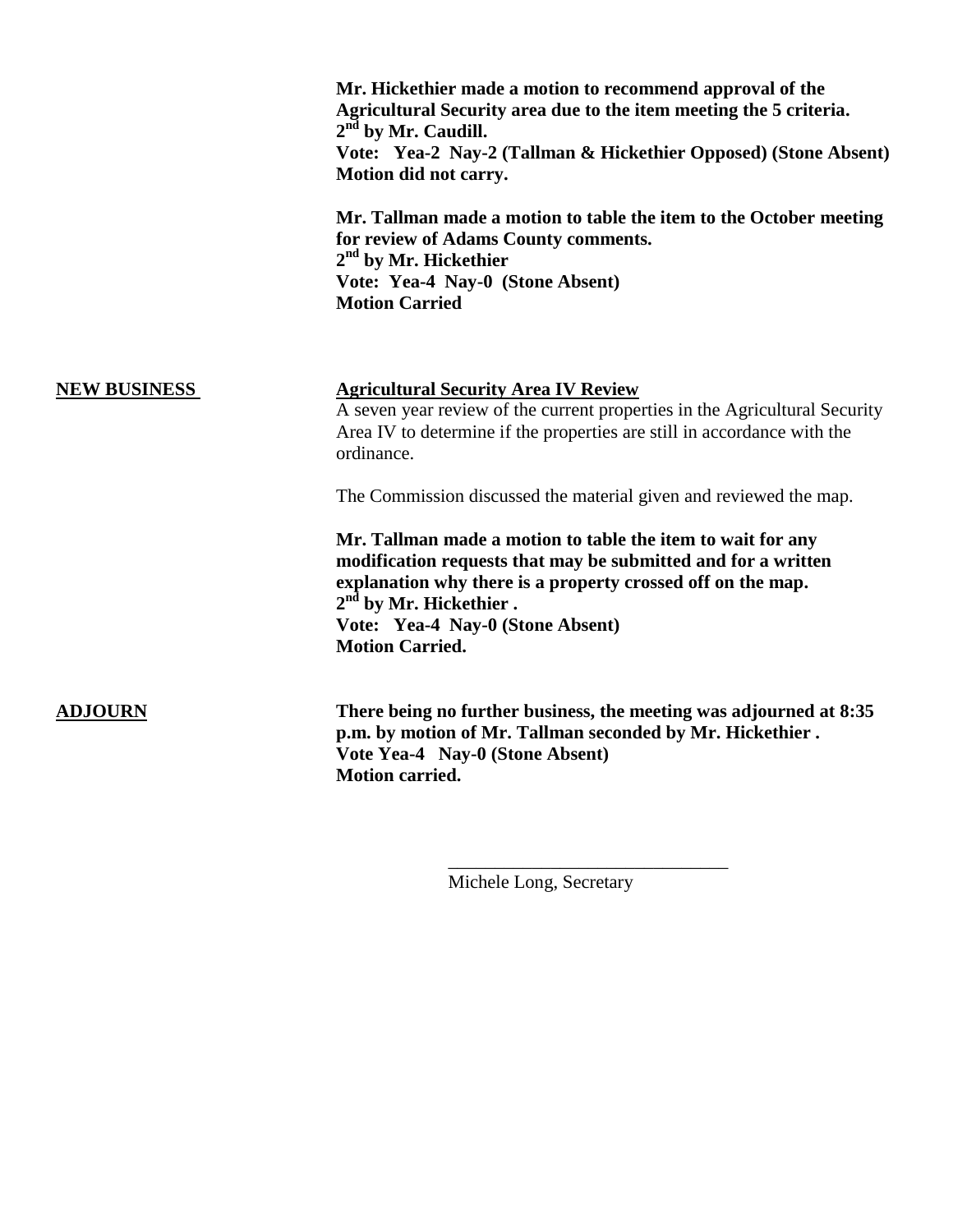**Mr. Hickethier made a motion to recommend approval of the Agricultural Security area due to the item meeting the 5 criteria.**
**2nd by Mr. Caudill.**
**Vote: Yea-2 Nay-2 (Tallman & Hickethier Opposed) (Stone Absent)**
**Motion did not carry.**

**Mr. Tallman made a motion to table the item to the October meeting for review of Adams County comments.**
**2nd by Mr. Hickethier**
**Vote: Yea-4 Nay-0 (Stone Absent)**
**Motion Carried**

**NEW BUSINESS**

**Agricultural Security Area IV Review**

A seven year review of the current properties in the Agricultural Security Area IV to determine if the properties are still in accordance with the ordinance.

The Commission discussed the material given and reviewed the map.

**Mr. Tallman made a motion to table the item to wait for any modification requests that may be submitted and for a written explanation why there is a property crossed off on the map.**
**2nd by Mr. Hickethier .**
**Vote: Yea-4 Nay-0 (Stone Absent)**
**Motion Carried.**

**ADJOURN**

**There being no further business, the meeting was adjourned at 8:35 p.m. by motion of Mr. Tallman seconded by Mr. Hickethier .**
**Vote Yea-4 Nay-0 (Stone Absent)**
**Motion carried.**

_______________________________
Michele Long, Secretary